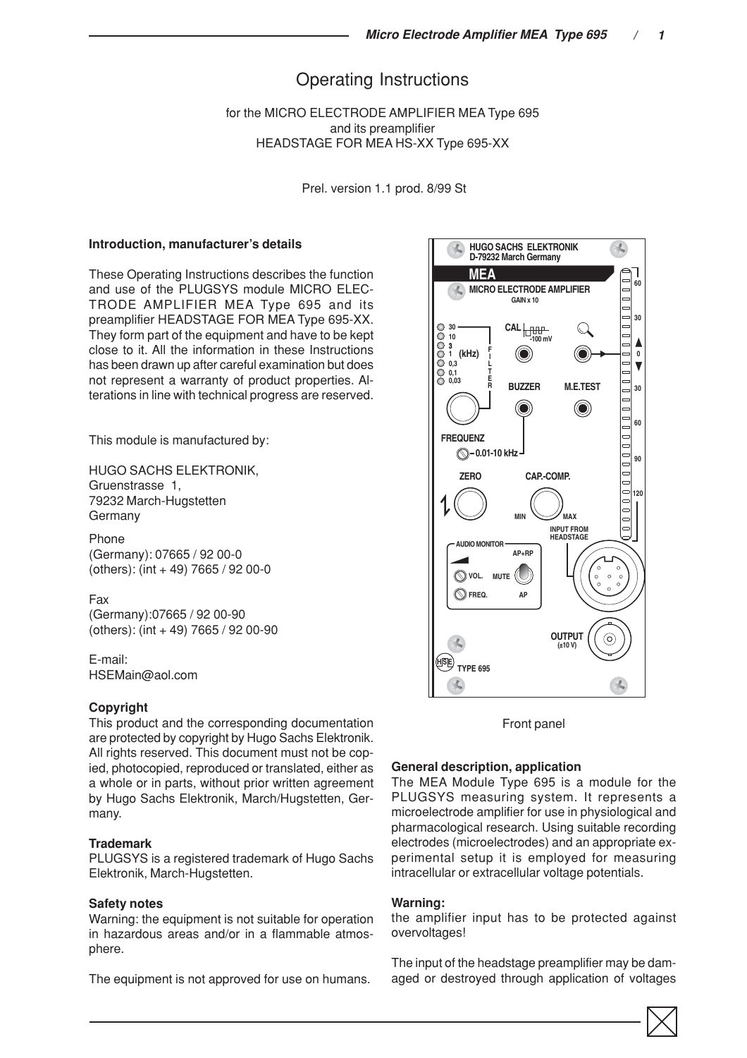// Operating Instructions

for the MICRO ELECTRODE AMPLIFIER MEA Type 695
and its preamplifier
HEADSTAGE FOR MEA HS-XX Type 695-XX

Prel. version 1.1 prod. 8/99 St

### Introduction, manufacturer's details

These Operating Instructions describes the function and use of the PLUGSYS module MICRO ELECTRODE AMPLIFIER MEA Type 695 and its preamplifier HEADSTAGE FOR MEA Type 695-XX. They form part of the equipment and have to be kept close to it. All the information in these Instructions has been drawn up after careful examination but does not represent a warranty of product properties. Alterations in line with technical progress are reserved.

This module is manufactured by:

HUGO SACHS ELEKTRONIK,
Gruenstrasse 1,
79232 March-Hugstetten
Germany

Phone
(Germany): 07665 / 92 00-0
(others): (int + 49) 7665 / 92 00-0

Fax
(Germany):07665 / 92 00-90
(others): (int + 49) 7665 / 92 00-90

E-mail:
HSEMain@aol.com

### Copyright

This product and the corresponding documentation are protected by copyright by Hugo Sachs Elektronik. All rights reserved. This document must not be copied, photocopied, reproduced or translated, either as a whole or in parts, without prior written agreement by Hugo Sachs Elektronik, March/Hugstetten, Germany.

### Trademark

PLUGSYS is a registered trademark of Hugo Sachs Elektronik, March-Hugstetten.

### Safety notes

Warning: the equipment is not suitable for operation in hazardous areas and/or in a flammable atmosphere.

The equipment is not approved for use on humans.

Front panel

### General description, application

The MEA Module Type 695 is a module for the PLUGSYS measuring system. It represents a microelectrode amplifier for use in physiological and pharmacological research. Using suitable recording electrodes (microelectrodes) and an appropriate experimental setup it is employed for measuring intracellular or extracellular voltage potentials.

### Warning:

the amplifier input has to be protected against overvoltages!

The input of the headstage preamplifier may be damaged or destroyed through application of voltages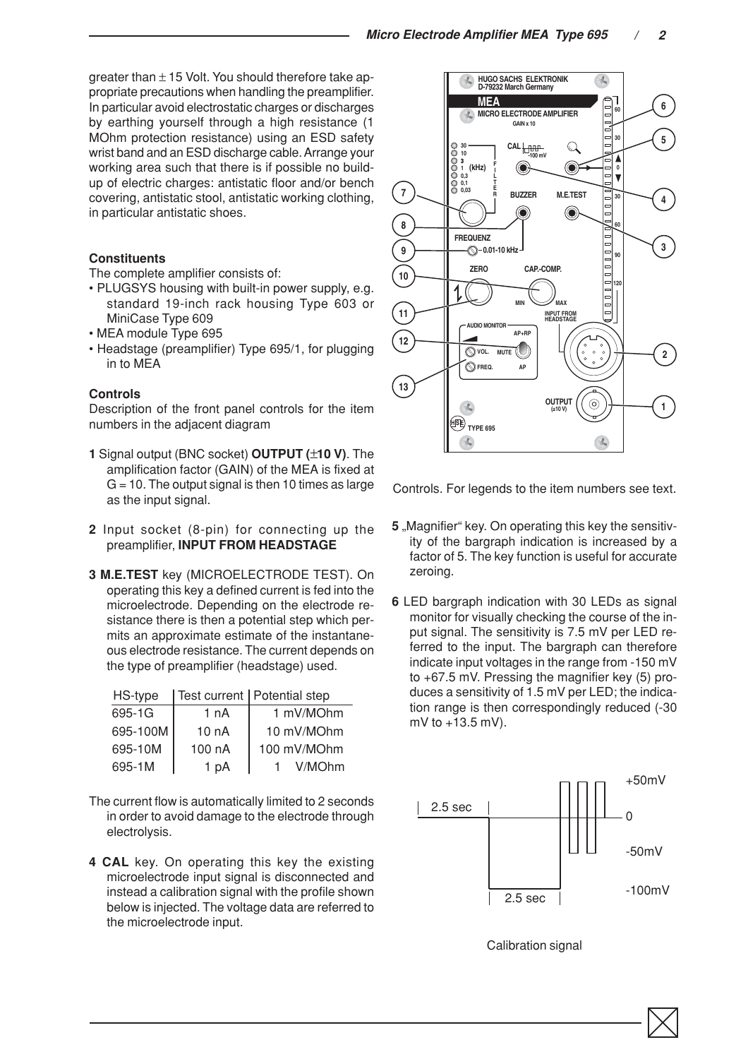greater than ± 15 Volt. You should therefore take appropriate precautions when handling the preamplifier. In particular avoid electrostatic charges or discharges by earthing yourself through a high resistance (1 MOhm protection resistance) using an ESD safety wrist band and an ESD discharge cable. Arrange your working area such that there is if possible no build-up of electric charges: antistatic floor and/or bench covering, antistatic stool, antistatic working clothing, in particular antistatic shoes.

### Constituents

The complete amplifier consists of:

- PLUGSYS housing with built-in power supply, e.g. standard 19-inch rack housing Type 603 or MiniCase Type 609
- MEA module Type 695
- Headstage (preamplifier) Type 695/1, for plugging in to MEA

### Controls

Description of the front panel controls for the item numbers in the adjacent diagram

**1** Signal output (BNC socket) **OUTPUT (±10 V)**. The amplification factor (GAIN) of the MEA is fixed at G = 10. The output signal is then 10 times as large as the input signal.

**2** Input socket (8-pin) for connecting up the preamplifier, **INPUT FROM HEADSTAGE**

**3 M.E.TEST** key (MICROELECTRODE TEST). On operating this key a defined current is fed into the microelectrode. Depending on the electrode resistance there is then a potential step which permits an approximate estimate of the instantaneous electrode resistance. The current depends on the type of preamplifier (headstage) used.

| HS-type | Test current | Potential step |
|---|---|---|
| 695-1G | 1 nA | 1 mV/MOhm |
| 695-100M | 10 nA | 10 mV/MOhm |
| 695-10M | 100 nA | 100 mV/MOhm |
| 695-1M | 1 pA | 1 V/MOhm |

The current flow is automatically limited to 2 seconds in order to avoid damage to the electrode through electrolysis.

**4 CAL** key. On operating this key the existing microelectrode input signal is disconnected and instead a calibration signal with the profile shown below is injected. The voltage data are referred to the microelectrode input.

Controls. For legends to the item numbers see text.

**5** „Magnifier" key. On operating this key the sensitivity of the bargraph indication is increased by a factor of 5. The key function is useful for accurate zeroing.

**6** LED bargraph indication with 30 LEDs as signal monitor for visually checking the course of the input signal. The sensitivity is 7.5 mV per LED referred to the input. The bargraph can therefore indicate input voltages in the range from -150 mV to +67.5 mV. Pressing the magnifier key (5) produces a sensitivity of 1.5 mV per LED; the indication range is then correspondingly reduced (-30 mV to +13.5 mV).

Calibration signal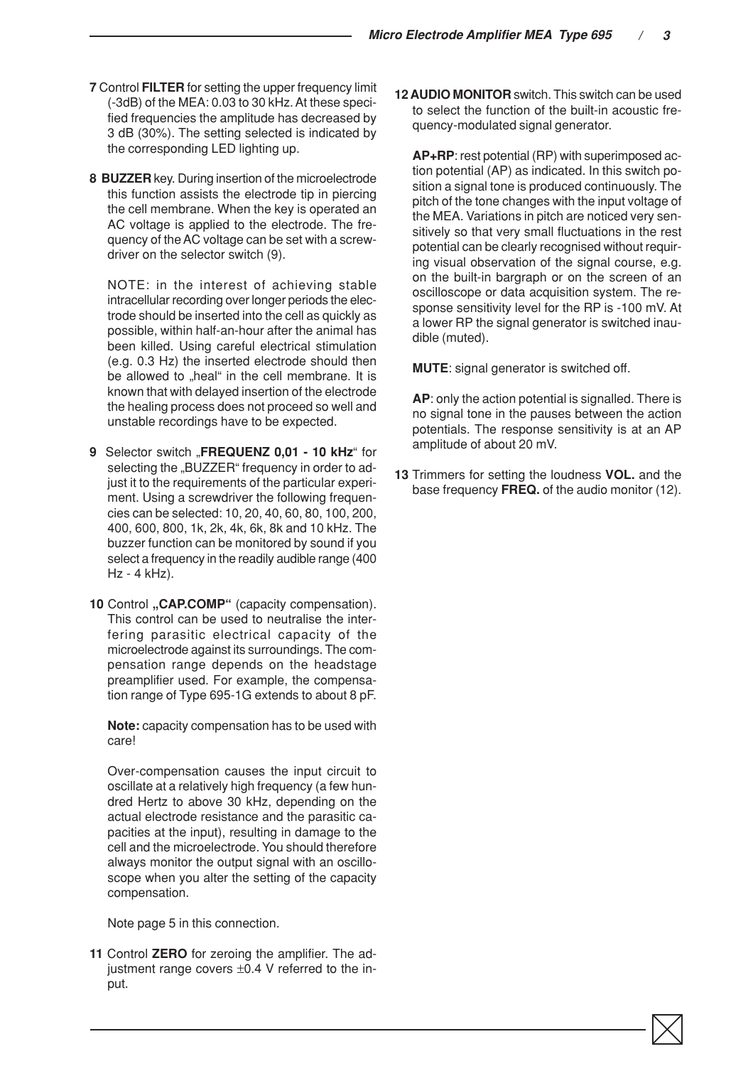**7** Control **FILTER** for setting the upper frequency limit (-3dB) of the MEA: 0.03 to 30 kHz. At these specified frequencies the amplitude has decreased by 3 dB (30%). The setting selected is indicated by the corresponding LED lighting up.

**8 BUZZER** key. During insertion of the microelectrode this function assists the electrode tip in piercing the cell membrane. When the key is operated an AC voltage is applied to the electrode. The frequency of the AC voltage can be set with a screwdriver on the selector switch (9).

NOTE: in the interest of achieving stable intracellular recording over longer periods the electrode should be inserted into the cell as quickly as possible, within half-an-hour after the animal has been killed. Using careful electrical stimulation (e.g. 0.3 Hz) the inserted electrode should then be allowed to „heal" in the cell membrane. It is known that with delayed insertion of the electrode the healing process does not proceed so well and unstable recordings have to be expected.

**9** Selector switch „**FREQUENZ 0,01 - 10 kHz**" for selecting the „BUZZER" frequency in order to adjust it to the requirements of the particular experiment. Using a screwdriver the following frequencies can be selected: 10, 20, 40, 60, 80, 100, 200, 400, 600, 800, 1k, 2k, 4k, 6k, 8k and 10 kHz. The buzzer function can be monitored by sound if you select a frequency in the readily audible range (400 Hz - 4 kHz).

**10** Control **„CAP.COMP"** (capacity compensation). This control can be used to neutralise the interfering parasitic electrical capacity of the microelectrode against its surroundings. The compensation range depends on the headstage preamplifier used. For example, the compensation range of Type 695-1G extends to about 8 pF.

**Note:** capacity compensation has to be used with care!

Over-compensation causes the input circuit to oscillate at a relatively high frequency (a few hundred Hertz to above 30 kHz, depending on the actual electrode resistance and the parasitic capacities at the input), resulting in damage to the cell and the microelectrode. You should therefore always monitor the output signal with an oscilloscope when you alter the setting of the capacity compensation.

Note page 5 in this connection.

**11** Control **ZERO** for zeroing the amplifier. The adjustment range covers ±0.4 V referred to the input.

**12 AUDIO MONITOR** switch. This switch can be used to select the function of the built-in acoustic frequency-modulated signal generator.

**AP+RP**: rest potential (RP) with superimposed action potential (AP) as indicated. In this switch position a signal tone is produced continuously. The pitch of the tone changes with the input voltage of the MEA. Variations in pitch are noticed very sensitively so that very small fluctuations in the rest potential can be clearly recognised without requiring visual observation of the signal course, e.g. on the built-in bargraph or on the screen of an oscilloscope or data acquisition system. The response sensitivity level for the RP is -100 mV. At a lower RP the signal generator is switched inaudible (muted).

**MUTE**: signal generator is switched off.

**AP**: only the action potential is signalled. There is no signal tone in the pauses between the action potentials. The response sensitivity is at an AP amplitude of about 20 mV.

**13** Trimmers for setting the loudness **VOL.** and the base frequency **FREQ.** of the audio monitor (12).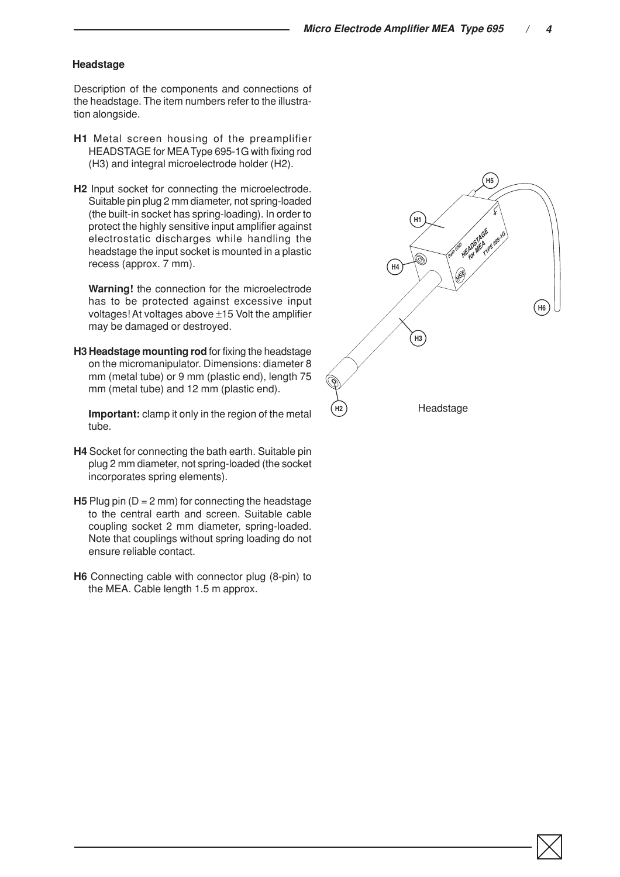## Headstage

Description of the components and connections of the headstage. The item numbers refer to the illustration alongside.

**H1** Metal screen housing of the preamplifier HEADSTAGE for MEA Type 695-1G with fixing rod (H3) and integral microelectrode holder (H2).

**H2** Input socket for connecting the microelectrode. Suitable pin plug 2 mm diameter, not spring-loaded (the built-in socket has spring-loading). In order to protect the highly sensitive input amplifier against electrostatic discharges while handling the headstage the input socket is mounted in a plastic recess (approx. 7 mm).

**Warning!** the connection for the microelectrode has to be protected against excessive input voltages! At voltages above ±15 Volt the amplifier may be damaged or destroyed.

**H3 Headstage mounting rod** for fixing the headstage on the micromanipulator. Dimensions: diameter 8 mm (metal tube) or 9 mm (plastic end), length 75 mm (metal tube) and 12 mm (plastic end).

**Important:** clamp it only in the region of the metal tube.

**H4** Socket for connecting the bath earth. Suitable pin plug 2 mm diameter, not spring-loaded (the socket incorporates spring elements).

**H5** Plug pin (D = 2 mm) for connecting the headstage to the central earth and screen. Suitable cable coupling socket 2 mm diameter, spring-loaded. Note that couplings without spring loading do not ensure reliable contact.

**H6** Connecting cable with connector plug (8-pin) to the MEA. Cable length 1.5 m approx.

Headstage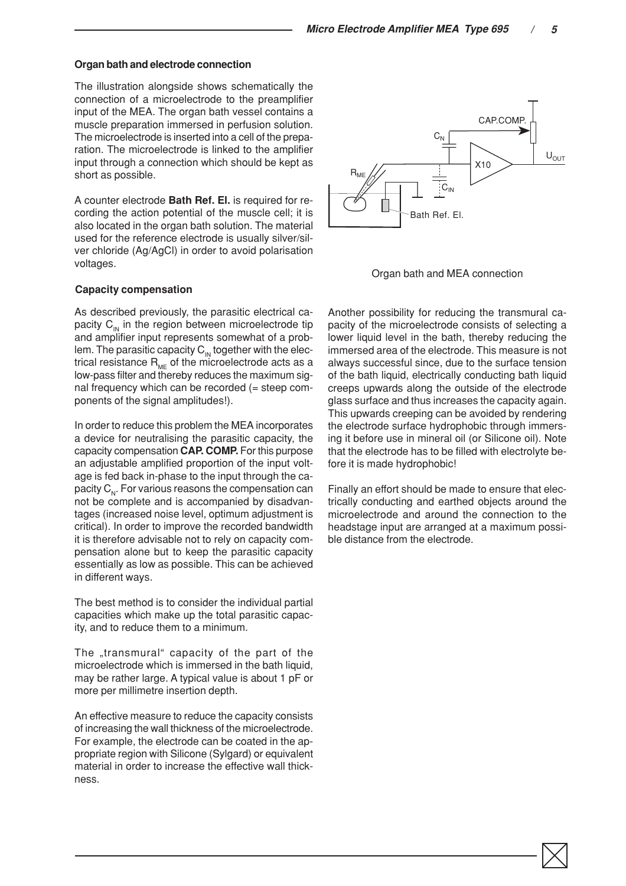## Organ bath and electrode connection

The illustration alongside shows schematically the connection of a microelectrode to the preamplifier input of the MEA. The organ bath vessel contains a muscle preparation immersed in perfusion solution. The microelectrode is inserted into a cell of the preparation. The microelectrode is linked to the amplifier input through a connection which should be kept as short as possible.

A counter electrode **Bath Ref. El.** is required for recording the action potential of the muscle cell; it is also located in the organ bath solution. The material used for the reference electrode is usually silver/silver chloride (Ag/AgCl) in order to avoid polarisation voltages.

Organ bath and MEA connection

## Capacity compensation

As described previously, the parasitic electrical capacity $C_{IN}$ in the region between microelectrode tip and amplifier input represents somewhat of a problem. The parasitic capacity $C_{IN}$ together with the electrical resistance $R_{ME}$ of the microelectrode acts as a low-pass filter and thereby reduces the maximum signal frequency which can be recorded (= steep components of the signal amplitudes!).

In order to reduce this problem the MEA incorporates a device for neutralising the parasitic capacity, the capacity compensation **CAP. COMP.** For this purpose an adjustable amplified proportion of the input voltage is fed back in-phase to the input through the capacity $C_N$. For various reasons the compensation can not be complete and is accompanied by disadvantages (increased noise level, optimum adjustment is critical). In order to improve the recorded bandwidth it is therefore advisable not to rely on capacity compensation alone but to keep the parasitic capacity essentially as low as possible. This can be achieved in different ways.

The best method is to consider the individual partial capacities which make up the total parasitic capacity, and to reduce them to a minimum.

The „transmural" capacity of the part of the microelectrode which is immersed in the bath liquid, may be rather large. A typical value is about 1 pF or more per millimetre insertion depth.

An effective measure to reduce the capacity consists of increasing the wall thickness of the microelectrode. For example, the electrode can be coated in the appropriate region with Silicone (Sylgard) or equivalent material in order to increase the effective wall thickness.

Another possibility for reducing the transmural capacity of the microelectrode consists of selecting a lower liquid level in the bath, thereby reducing the immersed area of the electrode. This measure is not always successful since, due to the surface tension of the bath liquid, electrically conducting bath liquid creeps upwards along the outside of the electrode glass surface and thus increases the capacity again. This upwards creeping can be avoided by rendering the electrode surface hydrophobic through immersing it before use in mineral oil (or Silicone oil). Note that the electrode has to be filled with electrolyte before it is made hydrophobic!

Finally an effort should be made to ensure that electrically conducting and earthed objects around the microelectrode and around the connection to the headstage input are arranged at a maximum possible distance from the electrode.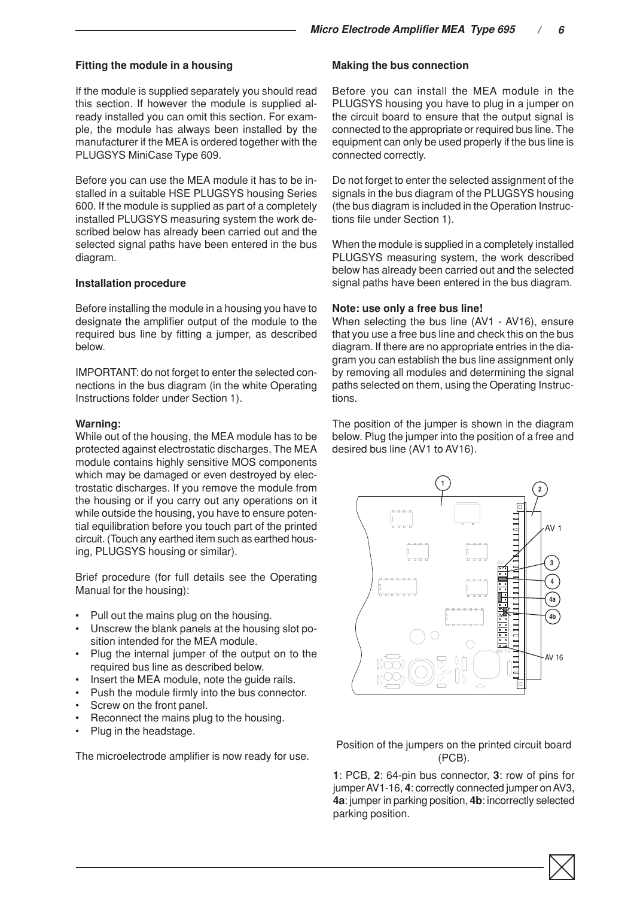#### Fitting the module in a housing

If the module is supplied separately you should read this section. If however the module is supplied already installed you can omit this section. For example, the module has always been installed by the manufacturer if the MEA is ordered together with the PLUGSYS MiniCase Type 609.

Before you can use the MEA module it has to be installed in a suitable HSE PLUGSYS housing Series 600. If the module is supplied as part of a completely installed PLUGSYS measuring system the work described below has already been carried out and the selected signal paths have been entered in the bus diagram.

#### Installation procedure

Before installing the module in a housing you have to designate the amplifier output of the module to the required bus line by fitting a jumper, as described below.

IMPORTANT: do not forget to enter the selected connections in the bus diagram (in the white Operating Instructions folder under Section 1).

**Warning:**
While out of the housing, the MEA module has to be protected against electrostatic discharges. The MEA module contains highly sensitive MOS components which may be damaged or even destroyed by electrostatic discharges. If you remove the module from the housing or if you carry out any operations on it while outside the housing, you have to ensure potential equilibration before you touch part of the printed circuit. (Touch any earthed item such as earthed housing, PLUGSYS housing or similar).

Brief procedure (for full details see the Operating Manual for the housing):

- Pull out the mains plug on the housing.
- Unscrew the blank panels at the housing slot position intended for the MEA module.
- Plug the internal jumper of the output on to the required bus line as described below.
- Insert the MEA module, note the guide rails.
- Push the module firmly into the bus connector.
- Screw on the front panel.
- Reconnect the mains plug to the housing.
- Plug in the headstage.

The microelectrode amplifier is now ready for use.

#### Making the bus connection

Before you can install the MEA module in the PLUGSYS housing you have to plug in a jumper on the circuit board to ensure that the output signal is connected to the appropriate or required bus line. The equipment can only be used properly if the bus line is connected correctly.

Do not forget to enter the selected assignment of the signals in the bus diagram of the PLUGSYS housing (the bus diagram is included in the Operation Instructions file under Section 1).

When the module is supplied in a completely installed PLUGSYS measuring system, the work described below has already been carried out and the selected signal paths have been entered in the bus diagram.

**Note: use only a free bus line!**
When selecting the bus line (AV1 - AV16), ensure that you use a free bus line and check this on the bus diagram. If there are no appropriate entries in the diagram you can establish the bus line assignment only by removing all modules and determining the signal paths selected on them, using the Operating Instructions.

The position of the jumper is shown in the diagram below. Plug the jumper into the position of a free and desired bus line (AV1 to AV16).

Position of the jumpers on the printed circuit board (PCB).

**1**: PCB, **2**: 64-pin bus connector, **3**: row of pins for jumper AV1-16, **4**: correctly connected jumper on AV3, **4a**: jumper in parking position, **4b**: incorrectly selected parking position.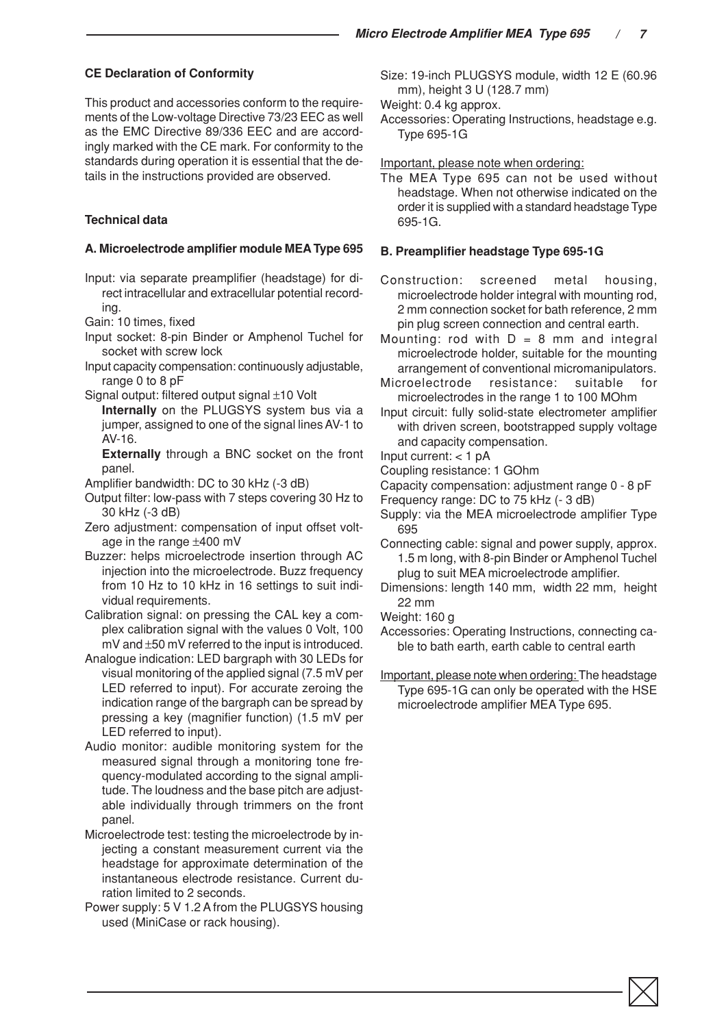### CE Declaration of Conformity

This product and accessories conform to the requirements of the Low-voltage Directive 73/23 EEC as well as the EMC Directive 89/336 EEC and are accordingly marked with the CE mark. For conformity to the standards during operation it is essential that the details in the instructions provided are observed.

### Technical data

#### A. Microelectrode amplifier module MEA Type 695

Input: via separate preamplifier (headstage) for direct intracellular and extracellular potential recording.

Gain: 10 times, fixed

Input socket: 8-pin Binder or Amphenol Tuchel for socket with screw lock

Input capacity compensation: continuously adjustable, range 0 to 8 pF

Signal output: filtered output signal ±10 Volt

**Internally** on the PLUGSYS system bus via a jumper, assigned to one of the signal lines AV-1 to AV-16.

**Externally** through a BNC socket on the front panel.

Amplifier bandwidth: DC to 30 kHz (-3 dB)

Output filter: low-pass with 7 steps covering 30 Hz to 30 kHz (-3 dB)

Zero adjustment: compensation of input offset voltage in the range ±400 mV

Buzzer: helps microelectrode insertion through AC injection into the microelectrode. Buzz frequency from 10 Hz to 10 kHz in 16 settings to suit individual requirements.

Calibration signal: on pressing the CAL key a complex calibration signal with the values 0 Volt, 100 mV and ±50 mV referred to the input is introduced.

Analogue indication: LED bargraph with 30 LEDs for visual monitoring of the applied signal (7.5 mV per LED referred to input). For accurate zeroing the indication range of the bargraph can be spread by pressing a key (magnifier function) (1.5 mV per LED referred to input).

Audio monitor: audible monitoring system for the measured signal through a monitoring tone frequency-modulated according to the signal amplitude. The loudness and the base pitch are adjustable individually through trimmers on the front panel.

Microelectrode test: testing the microelectrode by injecting a constant measurement current via the headstage for approximate determination of the instantaneous electrode resistance. Current duration limited to 2 seconds.

Power supply: 5 V 1.2 A from the PLUGSYS housing used (MiniCase or rack housing).

Size: 19-inch PLUGSYS module, width 12 E (60.96 mm), height 3 U (128.7 mm)

Weight: 0.4 kg approx.

Accessories: Operating Instructions, headstage e.g. Type 695-1G

Important, please note when ordering:

The MEA Type 695 can not be used without headstage. When not otherwise indicated on the order it is supplied with a standard headstage Type 695-1G.

#### B. Preamplifier headstage Type 695-1G

Construction: screened metal housing, microelectrode holder integral with mounting rod, 2 mm connection socket for bath reference, 2 mm pin plug screen connection and central earth.

Mounting: rod with D = 8 mm and integral microelectrode holder, suitable for the mounting arrangement of conventional micromanipulators.

Microelectrode resistance: suitable for microelectrodes in the range 1 to 100 MOhm

Input circuit: fully solid-state electrometer amplifier with driven screen, bootstrapped supply voltage and capacity compensation.

Input current: < 1 pA

Coupling resistance: 1 GOhm

Capacity compensation: adjustment range 0 - 8 pF

Frequency range: DC to 75 kHz (- 3 dB)

Supply: via the MEA microelectrode amplifier Type 695

Connecting cable: signal and power supply, approx. 1.5 m long, with 8-pin Binder or Amphenol Tuchel plug to suit MEA microelectrode amplifier.

Dimensions: length 140 mm, width 22 mm, height 22 mm

Weight: 160 g

Accessories: Operating Instructions, connecting cable to bath earth, earth cable to central earth

Important, please note when ordering: The headstage Type 695-1G can only be operated with the HSE microelectrode amplifier MEA Type 695.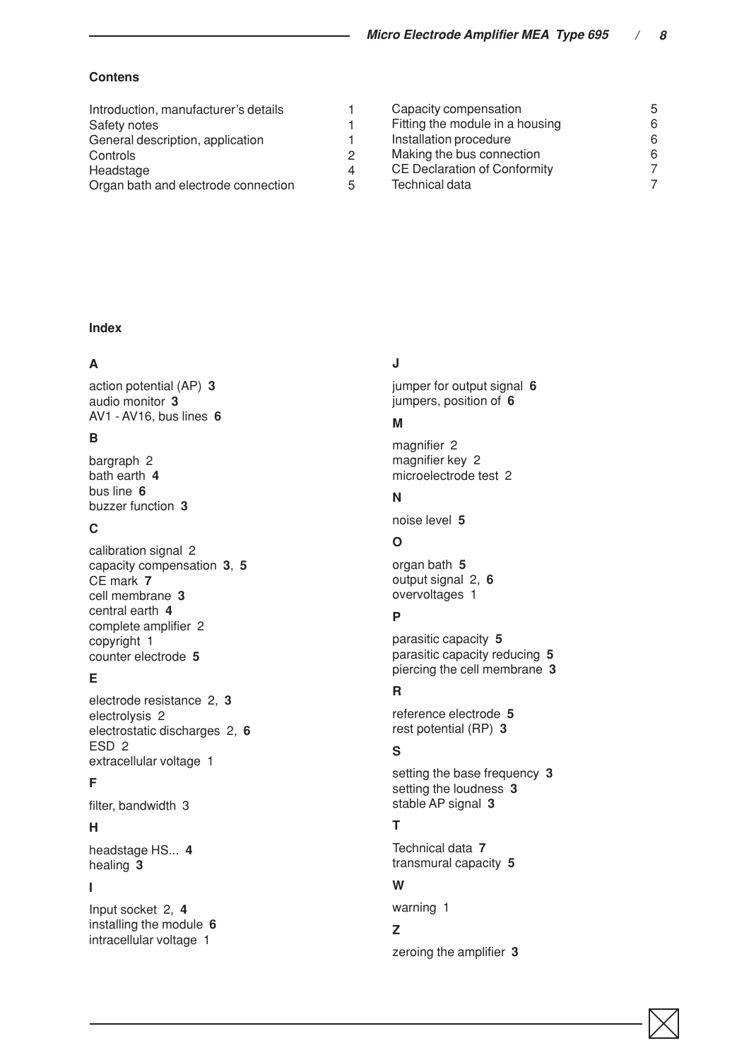**Contens**

| | |
|---|---|
| Introduction, manufacturer's details | 1 |
| Safety notes | 1 |
| General description, application | 1 |
| Controls | 2 |
| Headstage | 4 |
| Organ bath and electrode connection | 5 |
| Capacity compensation | 5 |
| Fitting the module in a housing | 6 |
| Installation procedure | 6 |
| Making the bus connection | 6 |
| CE Declaration of Conformity | 7 |
| Technical data | 7 |

**Index**

**A**

action potential (AP) **3**
audio monitor **3**
AV1 - AV16, bus lines **6**

**B**

bargraph 2
bath earth **4**
bus line **6**
buzzer function **3**

**C**

calibration signal 2
capacity compensation **3**, **5**
CE mark **7**
cell membrane **3**
central earth **4**
complete amplifier 2
copyright 1
counter electrode **5**

**E**

electrode resistance 2, **3**
electrolysis 2
electrostatic discharges 2, **6**
ESD 2
extracellular voltage 1

**F**

filter, bandwidth 3

**H**

headstage HS... **4**
healing **3**

**I**

Input socket 2, **4**
installing the module **6**
intracellular voltage 1

**J**

jumper for output signal **6**
jumpers, position of **6**

**M**

magnifier 2
magnifier key 2
microelectrode test 2

**N**

noise level **5**

**O**

organ bath **5**
output signal 2, **6**
overvoltages 1

**P**

parasitic capacity **5**
parasitic capacity reducing **5**
piercing the cell membrane **3**

**R**

reference electrode **5**
rest potential (RP) **3**

**S**

setting the base frequency **3**
setting the loudness **3**
stable AP signal **3**

**T**

Technical data **7**
transmural capacity **5**

**W**

warning 1

**Z**

zeroing the amplifier **3**